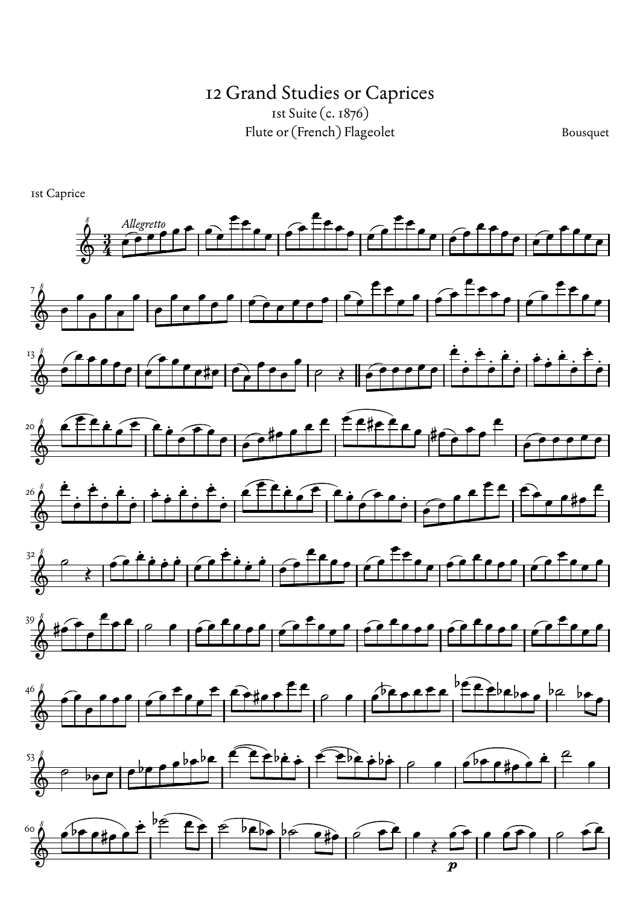# 12 Grand Studies or Caprices

1st Suite (c. 1876)

Flute or (French) Flageolet

Bousquet

1st Caprice

*Allegretto*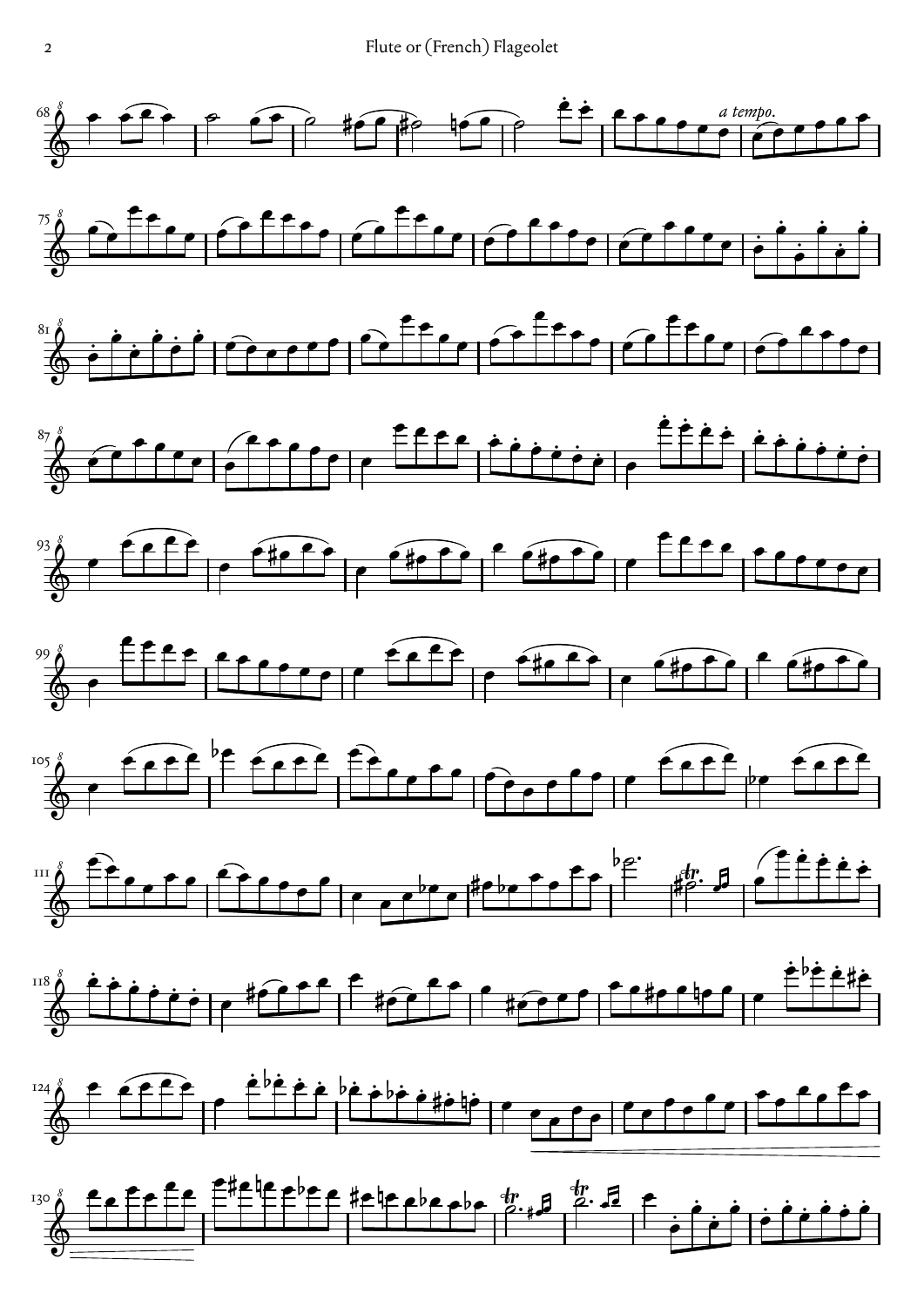Flute or (French) Flageolet

*a tempo.*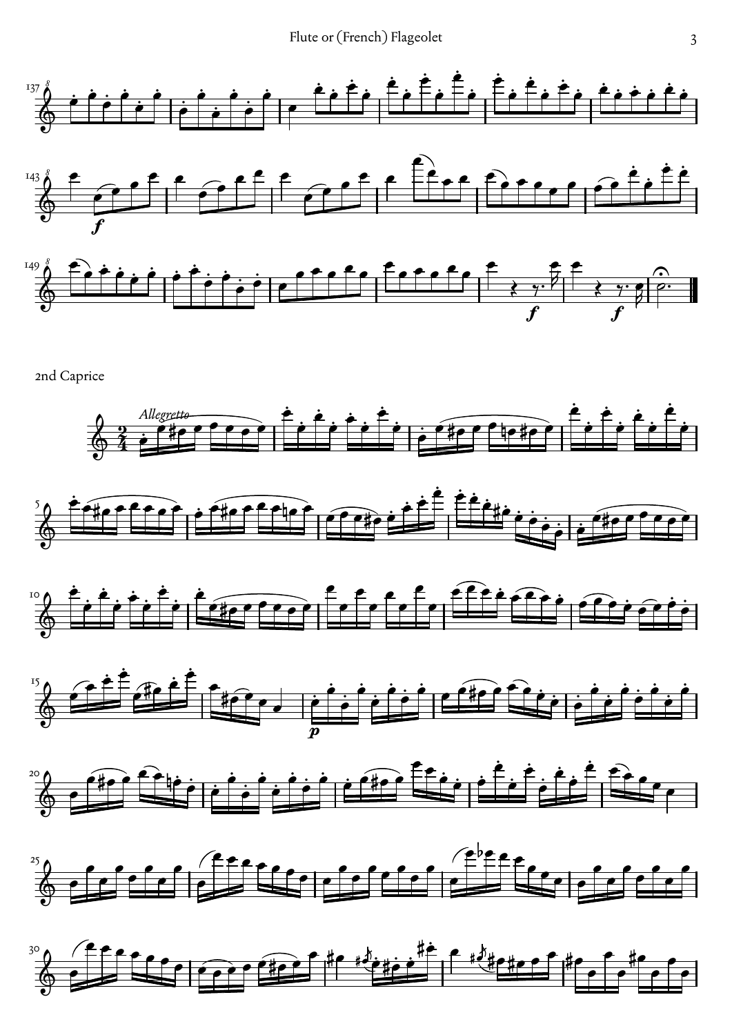## 2nd Caprice

*Allegretto*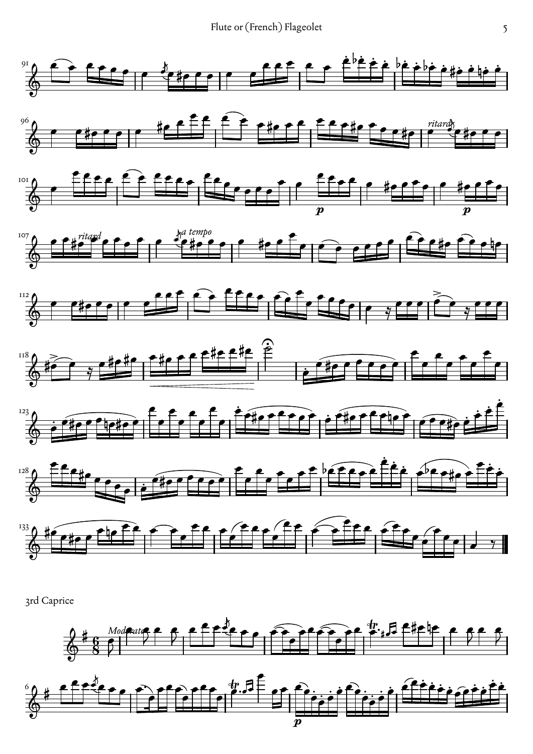## 3rd Caprice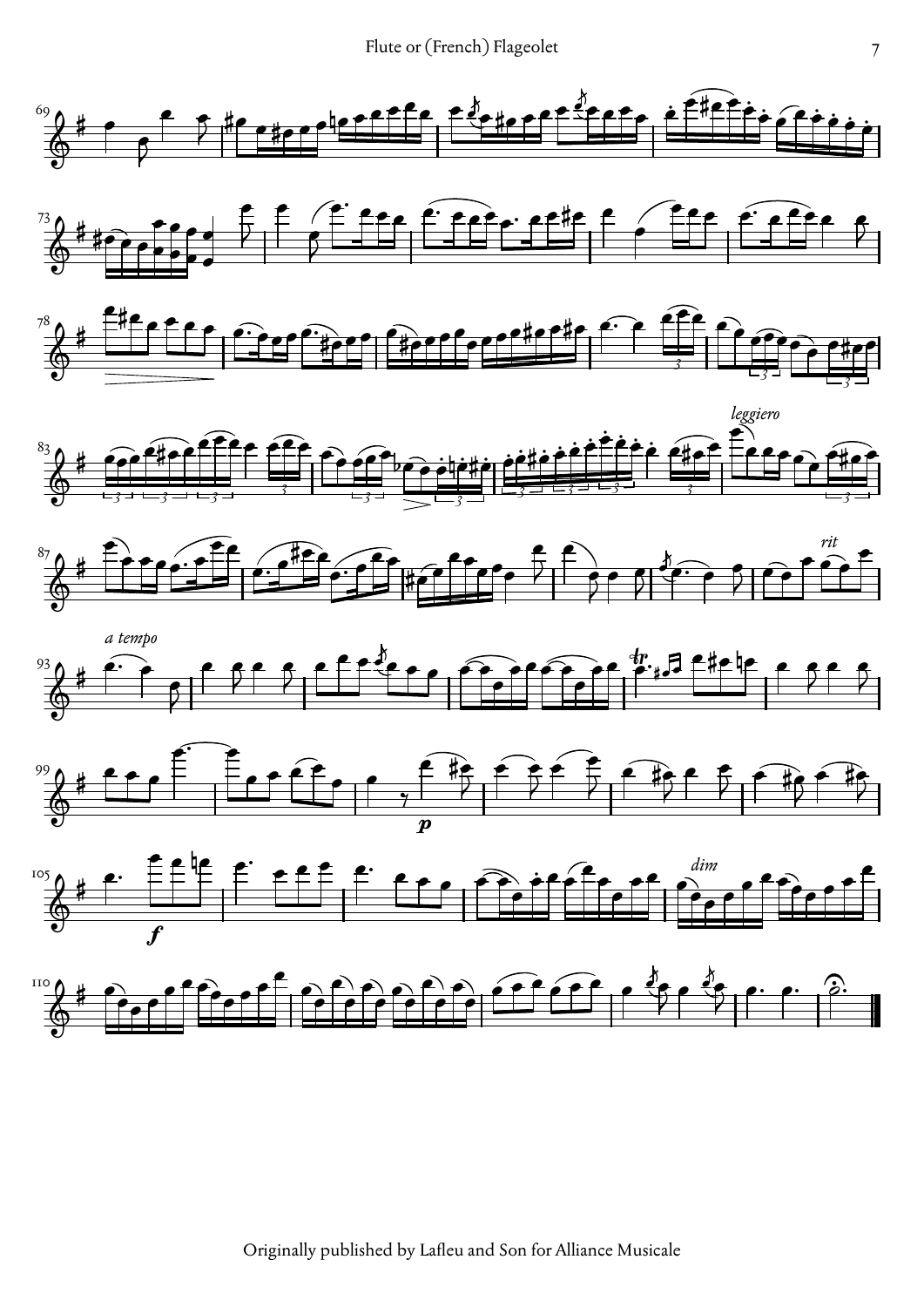Originally published by Lafleu and Son for Alliance Musicale